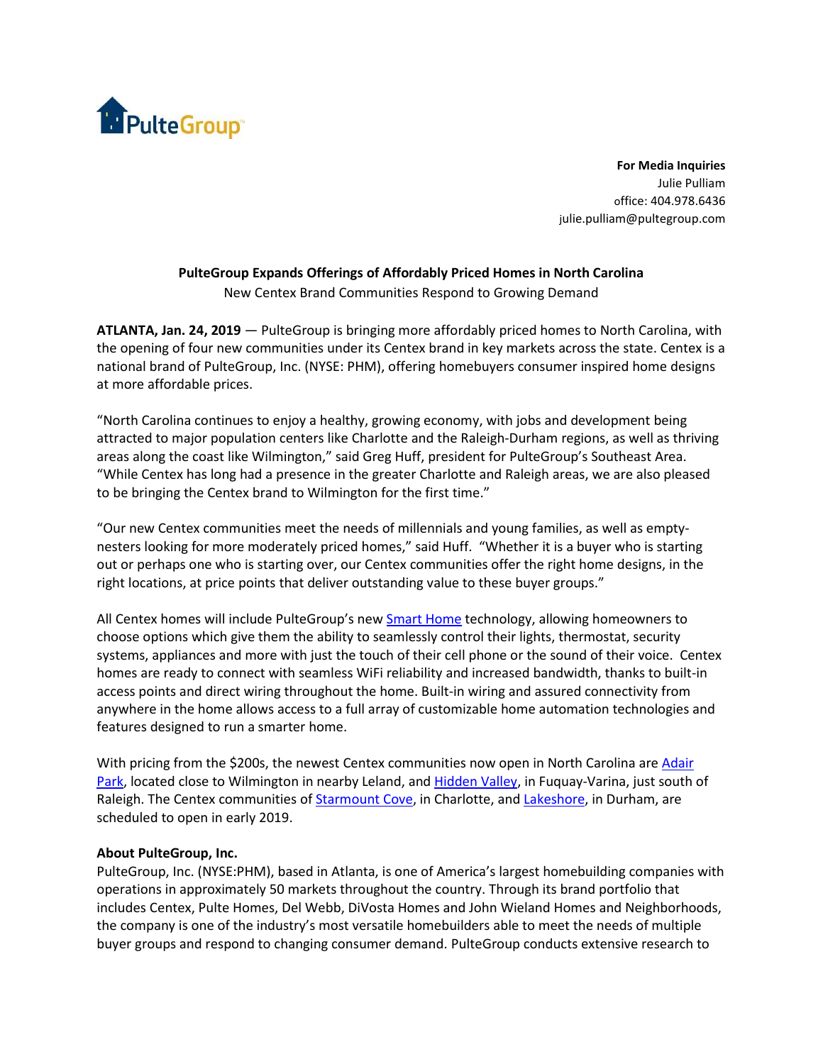PulteGroup

**For Media Inquiries**
Julie Pulliam
office: 404.978.6436
julie.pulliam@pultegroup.com

## PulteGroup Expands Offerings of Affordably Priced Homes in North Carolina

New Centex Brand Communities Respond to Growing Demand

**ATLANTA, Jan. 24, 2019** — PulteGroup is bringing more affordably priced homes to North Carolina, with the opening of four new communities under its Centex brand in key markets across the state. Centex is a national brand of PulteGroup, Inc. (NYSE: PHM), offering homebuyers consumer inspired home designs at more affordable prices.

"North Carolina continues to enjoy a healthy, growing economy, with jobs and development being attracted to major population centers like Charlotte and the Raleigh-Durham regions, as well as thriving areas along the coast like Wilmington," said Greg Huff, president for PulteGroup's Southeast Area. "While Centex has long had a presence in the greater Charlotte and Raleigh areas, we are also pleased to be bringing the Centex brand to Wilmington for the first time."

"Our new Centex communities meet the needs of millennials and young families, as well as empty-nesters looking for more moderately priced homes," said Huff. "Whether it is a buyer who is starting out or perhaps one who is starting over, our Centex communities offer the right home designs, in the right locations, at price points that deliver outstanding value to these buyer groups."

All Centex homes will include PulteGroup's new Smart Home technology, allowing homeowners to choose options which give them the ability to seamlessly control their lights, thermostat, security systems, appliances and more with just the touch of their cell phone or the sound of their voice. Centex homes are ready to connect with seamless WiFi reliability and increased bandwidth, thanks to built-in access points and direct wiring throughout the home. Built-in wiring and assured connectivity from anywhere in the home allows access to a full array of customizable home automation technologies and features designed to run a smarter home.

With pricing from the $200s, the newest Centex communities now open in North Carolina are Adair Park, located close to Wilmington in nearby Leland, and Hidden Valley, in Fuquay-Varina, just south of Raleigh. The Centex communities of Starmount Cove, in Charlotte, and Lakeshore, in Durham, are scheduled to open in early 2019.

**About PulteGroup, Inc.**

PulteGroup, Inc. (NYSE:PHM), based in Atlanta, is one of America's largest homebuilding companies with operations in approximately 50 markets throughout the country. Through its brand portfolio that includes Centex, Pulte Homes, Del Webb, DiVosta Homes and John Wieland Homes and Neighborhoods, the company is one of the industry's most versatile homebuilders able to meet the needs of multiple buyer groups and respond to changing consumer demand. PulteGroup conducts extensive research to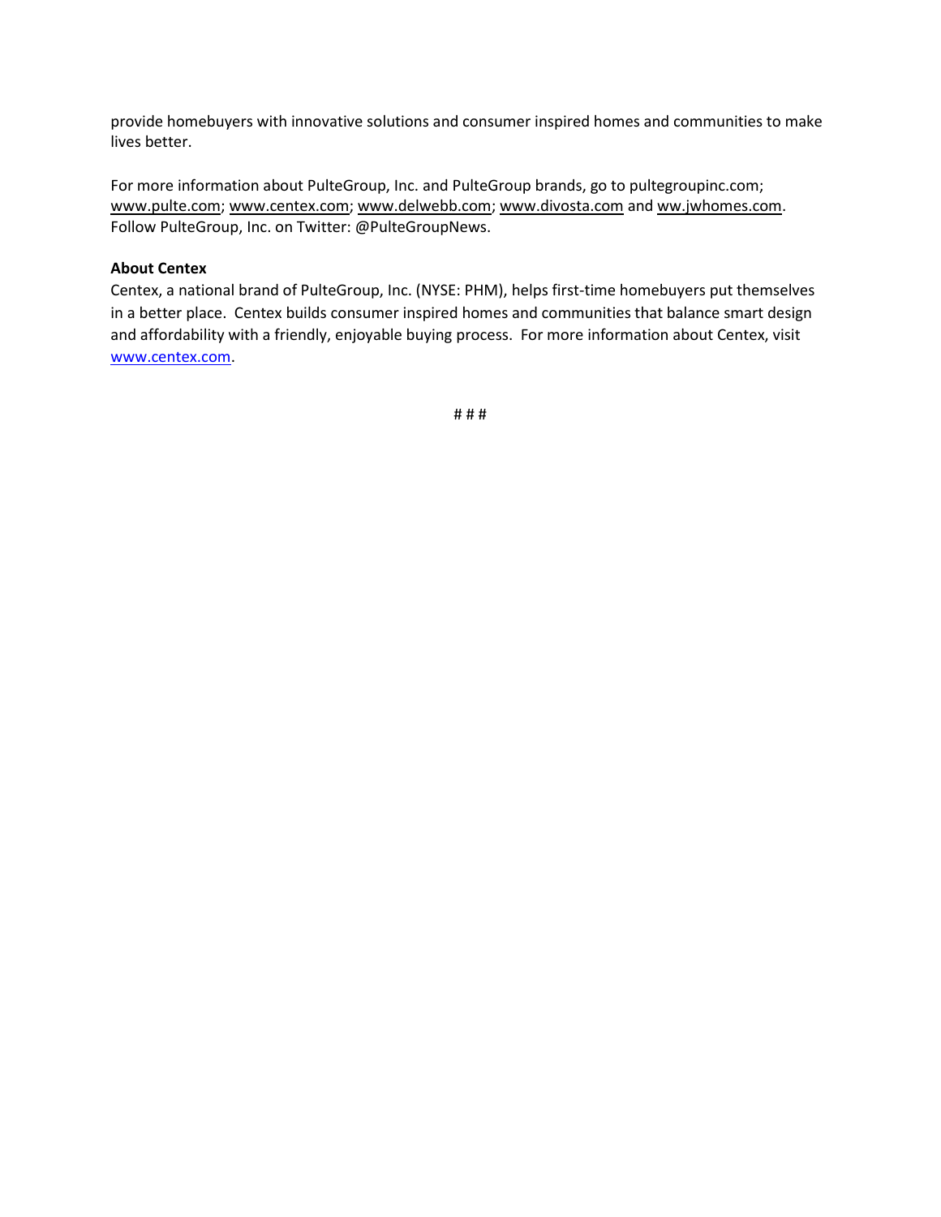provide homebuyers with innovative solutions and consumer inspired homes and communities to make lives better.

For more information about PulteGroup, Inc. and PulteGroup brands, go to pultegroupinc.com; www.pulte.com; www.centex.com; www.delwebb.com; www.divosta.com and ww.jwhomes.com. Follow PulteGroup, Inc. on Twitter: @PulteGroupNews.

**About Centex**

Centex, a national brand of PulteGroup, Inc. (NYSE: PHM), helps first-time homebuyers put themselves in a better place. Centex builds consumer inspired homes and communities that balance smart design and affordability with a friendly, enjoyable buying process. For more information about Centex, visit www.centex.com.

# # #